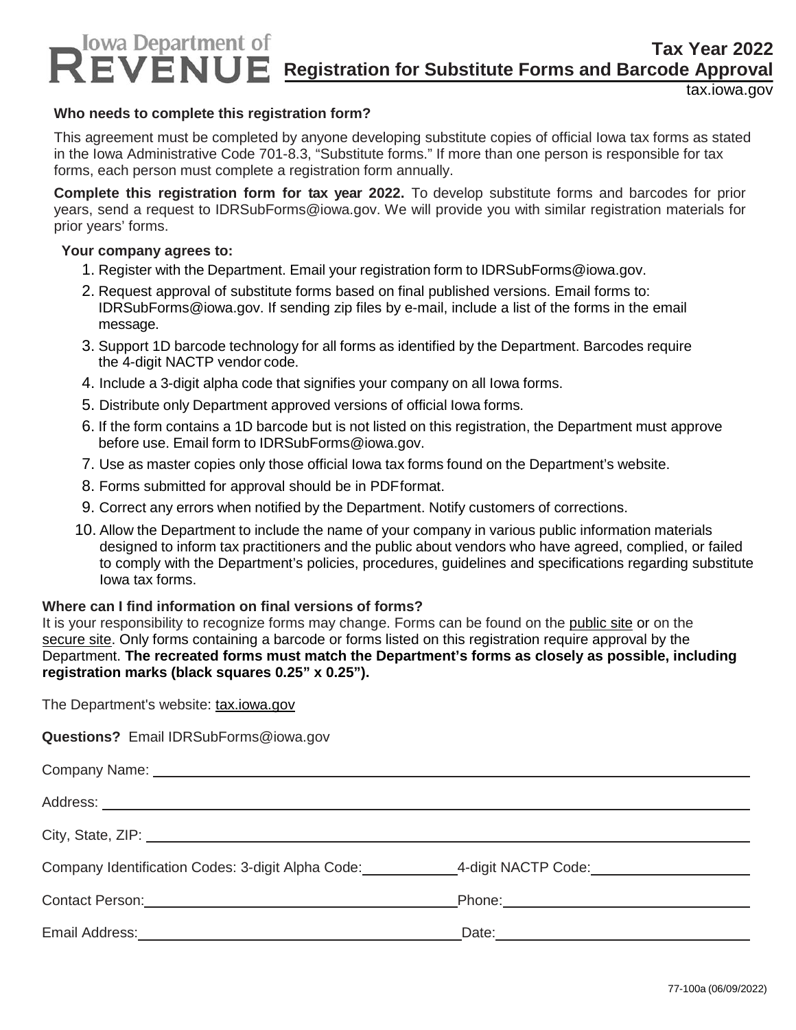Iowa Department of REVENUE

# Tax Year 2022
## Registration for Substitute Forms and Barcode Approval

tax.iowa.gov

**Who needs to complete this registration form?**

This agreement must be completed by anyone developing substitute copies of official Iowa tax forms as stated in the Iowa Administrative Code 701-8.3, "Substitute forms." If more than one person is responsible for tax forms, each person must complete a registration form annually.

**Complete this registration form for tax year 2022.** To develop substitute forms and barcodes for prior years, send a request to IDRSubForms@iowa.gov. We will provide you with similar registration materials for prior years' forms.

**Your company agrees to:**

1. Register with the Department. Email your registration form to IDRSubForms@iowa.gov.
2. Request approval of substitute forms based on final published versions. Email forms to: IDRSubForms@iowa.gov. If sending zip files by e-mail, include a list of the forms in the email message.
3. Support 1D barcode technology for all forms as identified by the Department. Barcodes require the 4-digit NACTP vendor code.
4. Include a 3-digit alpha code that signifies your company on all Iowa forms.
5. Distribute only Department approved versions of official Iowa forms.
6. If the form contains a 1D barcode but is not listed on this registration, the Department must approve before use. Email form to IDRSubForms@iowa.gov.
7. Use as master copies only those official Iowa tax forms found on the Department's website.
8. Forms submitted for approval should be in PDF format.
9. Correct any errors when notified by the Department. Notify customers of corrections.
10. Allow the Department to include the name of your company in various public information materials designed to inform tax practitioners and the public about vendors who have agreed, complied, or failed to comply with the Department's policies, procedures, guidelines and specifications regarding substitute Iowa tax forms.

**Where can I find information on final versions of forms?**

It is your responsibility to recognize forms may change. Forms can be found on the public site or on the secure site. Only forms containing a barcode or forms listed on this registration require approval by the Department. **The recreated forms must match the Department's forms as closely as possible, including registration marks (black squares 0.25" x 0.25").**

The Department's website: tax.iowa.gov

**Questions?** Email IDRSubForms@iowa.gov

Company Name: ______________________________

Address: ______________________________

City, State, ZIP: ______________________________

Company Identification Codes: 3-digit Alpha Code: __________ 4-digit NACTP Code: __________

Contact Person: ______________________________ Phone: ______________________________

Email Address: ______________________________ Date: ______________________________

77-100a (06/09/2022)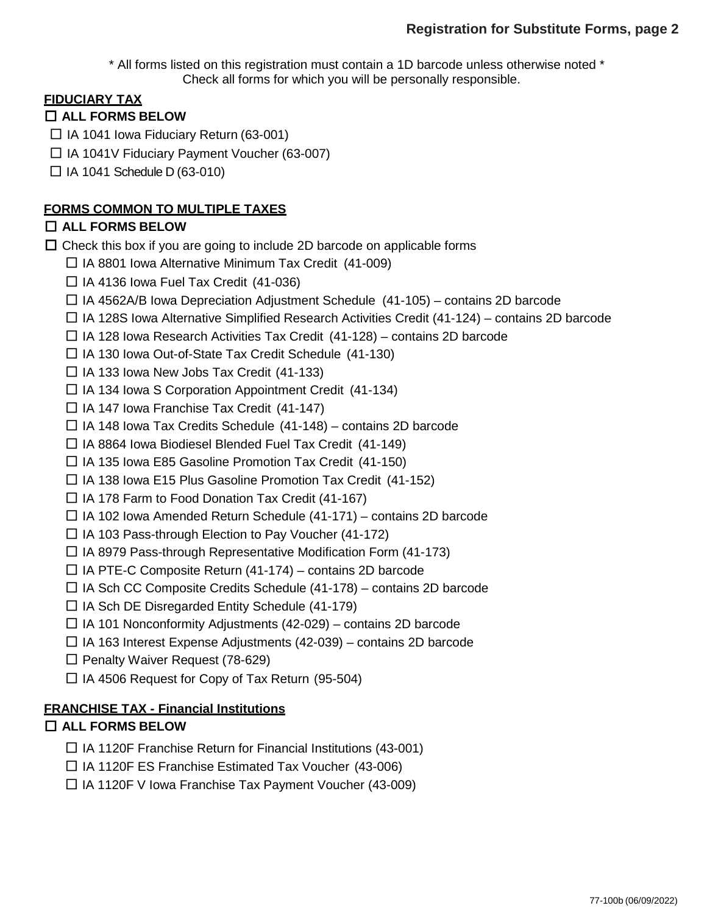## Registration for Substitute Forms, page 2

\* All forms listed on this registration must contain a 1D barcode unless otherwise noted \*
Check all forms for which you will be personally responsible.

### FIDUCIARY TAX

☐ **ALL FORMS BELOW**

- ☐ IA 1041 Iowa Fiduciary Return (63-001)
- ☐ IA 1041V Fiduciary Payment Voucher (63-007)
- ☐ IA 1041 Schedule D (63-010)

### FORMS COMMON TO MULTIPLE TAXES

☐ **ALL FORMS BELOW**

☐ Check this box if you are going to include 2D barcode on applicable forms

- ☐ IA 8801 Iowa Alternative Minimum Tax Credit (41-009)
- ☐ IA 4136 Iowa Fuel Tax Credit (41-036)
- ☐ IA 4562A/B Iowa Depreciation Adjustment Schedule (41-105) – contains 2D barcode
- ☐ IA 128S Iowa Alternative Simplified Research Activities Credit (41-124) – contains 2D barcode
- ☐ IA 128 Iowa Research Activities Tax Credit (41-128) – contains 2D barcode
- ☐ IA 130 Iowa Out-of-State Tax Credit Schedule (41-130)
- ☐ IA 133 Iowa New Jobs Tax Credit (41-133)
- ☐ IA 134 Iowa S Corporation Appointment Credit (41-134)
- ☐ IA 147 Iowa Franchise Tax Credit (41-147)
- ☐ IA 148 Iowa Tax Credits Schedule (41-148) – contains 2D barcode
- ☐ IA 8864 Iowa Biodiesel Blended Fuel Tax Credit (41-149)
- ☐ IA 135 Iowa E85 Gasoline Promotion Tax Credit (41-150)
- ☐ IA 138 Iowa E15 Plus Gasoline Promotion Tax Credit (41-152)
- ☐ IA 178 Farm to Food Donation Tax Credit (41-167)
- ☐ IA 102 Iowa Amended Return Schedule (41-171) – contains 2D barcode
- ☐ IA 103 Pass-through Election to Pay Voucher (41-172)
- ☐ IA 8979 Pass-through Representative Modification Form (41-173)
- ☐ IA PTE-C Composite Return (41-174) – contains 2D barcode
- ☐ IA Sch CC Composite Credits Schedule (41-178) – contains 2D barcode
- ☐ IA Sch DE Disregarded Entity Schedule (41-179)
- ☐ IA 101 Nonconformity Adjustments (42-029) – contains 2D barcode
- ☐ IA 163 Interest Expense Adjustments (42-039) – contains 2D barcode
- ☐ Penalty Waiver Request (78-629)
- ☐ IA 4506 Request for Copy of Tax Return (95-504)

### FRANCHISE TAX - Financial Institutions

☐ **ALL FORMS BELOW**

- ☐ IA 1120F Franchise Return for Financial Institutions (43-001)
- ☐ IA 1120F ES Franchise Estimated Tax Voucher (43-006)
- ☐ IA 1120F V Iowa Franchise Tax Payment Voucher (43-009)

77-100b (06/09/2022)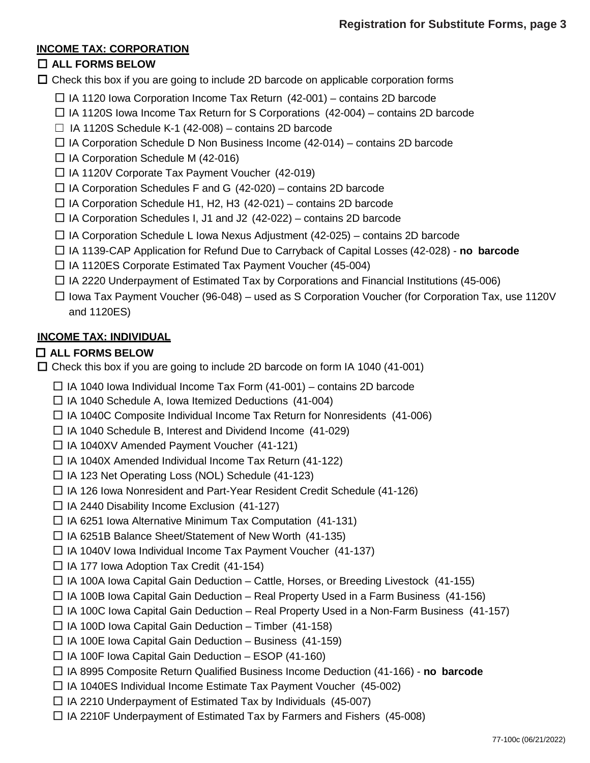## INCOME TAX: CORPORATION

☐ **ALL FORMS BELOW**

☐ Check this box if you are going to include 2D barcode on applicable corporation forms

- ☐ IA 1120 Iowa Corporation Income Tax Return (42-001) – contains 2D barcode
- ☐ IA 1120S Iowa Income Tax Return for S Corporations (42-004) – contains 2D barcode
- ☐ IA 1120S Schedule K-1 (42-008) – contains 2D barcode
- ☐ IA Corporation Schedule D Non Business Income (42-014) – contains 2D barcode
- ☐ IA Corporation Schedule M (42-016)
- ☐ IA 1120V Corporate Tax Payment Voucher (42-019)
- ☐ IA Corporation Schedules F and G (42-020) – contains 2D barcode
- ☐ IA Corporation Schedule H1, H2, H3 (42-021) – contains 2D barcode
- ☐ IA Corporation Schedules I, J1 and J2 (42-022) – contains 2D barcode
- ☐ IA Corporation Schedule L Iowa Nexus Adjustment (42-025) – contains 2D barcode
- ☐ IA 1139-CAP Application for Refund Due to Carryback of Capital Losses (42-028) - **no barcode**
- ☐ IA 1120ES Corporate Estimated Tax Payment Voucher (45-004)
- ☐ IA 2220 Underpayment of Estimated Tax by Corporations and Financial Institutions (45-006)
- ☐ Iowa Tax Payment Voucher (96-048) – used as S Corporation Voucher (for Corporation Tax, use 1120V and 1120ES)

## INCOME TAX: INDIVIDUAL

☐ **ALL FORMS BELOW**

☐ Check this box if you are going to include 2D barcode on form IA 1040 (41-001)

- ☐ IA 1040 Iowa Individual Income Tax Form (41-001) – contains 2D barcode
- ☐ IA 1040 Schedule A, Iowa Itemized Deductions (41-004)
- ☐ IA 1040C Composite Individual Income Tax Return for Nonresidents (41-006)
- ☐ IA 1040 Schedule B, Interest and Dividend Income (41-029)
- ☐ IA 1040XV Amended Payment Voucher (41-121)
- ☐ IA 1040X Amended Individual Income Tax Return (41-122)
- ☐ IA 123 Net Operating Loss (NOL) Schedule (41-123)
- ☐ IA 126 Iowa Nonresident and Part-Year Resident Credit Schedule (41-126)
- ☐ IA 2440 Disability Income Exclusion (41-127)
- ☐ IA 6251 Iowa Alternative Minimum Tax Computation (41-131)
- ☐ IA 6251B Balance Sheet/Statement of New Worth (41-135)
- ☐ IA 1040V Iowa Individual Income Tax Payment Voucher (41-137)
- ☐ IA 177 Iowa Adoption Tax Credit (41-154)
- ☐ IA 100A Iowa Capital Gain Deduction – Cattle, Horses, or Breeding Livestock (41-155)
- ☐ IA 100B Iowa Capital Gain Deduction – Real Property Used in a Farm Business (41-156)
- ☐ IA 100C Iowa Capital Gain Deduction – Real Property Used in a Non-Farm Business (41-157)
- ☐ IA 100D Iowa Capital Gain Deduction – Timber (41-158)
- ☐ IA 100E Iowa Capital Gain Deduction – Business (41-159)
- ☐ IA 100F Iowa Capital Gain Deduction – ESOP (41-160)
- ☐ IA 8995 Composite Return Qualified Business Income Deduction (41-166) - **no barcode**
- ☐ IA 1040ES Individual Income Estimate Tax Payment Voucher (45-002)
- ☐ IA 2210 Underpayment of Estimated Tax by Individuals (45-007)
- ☐ IA 2210F Underpayment of Estimated Tax by Farmers and Fishers (45-008)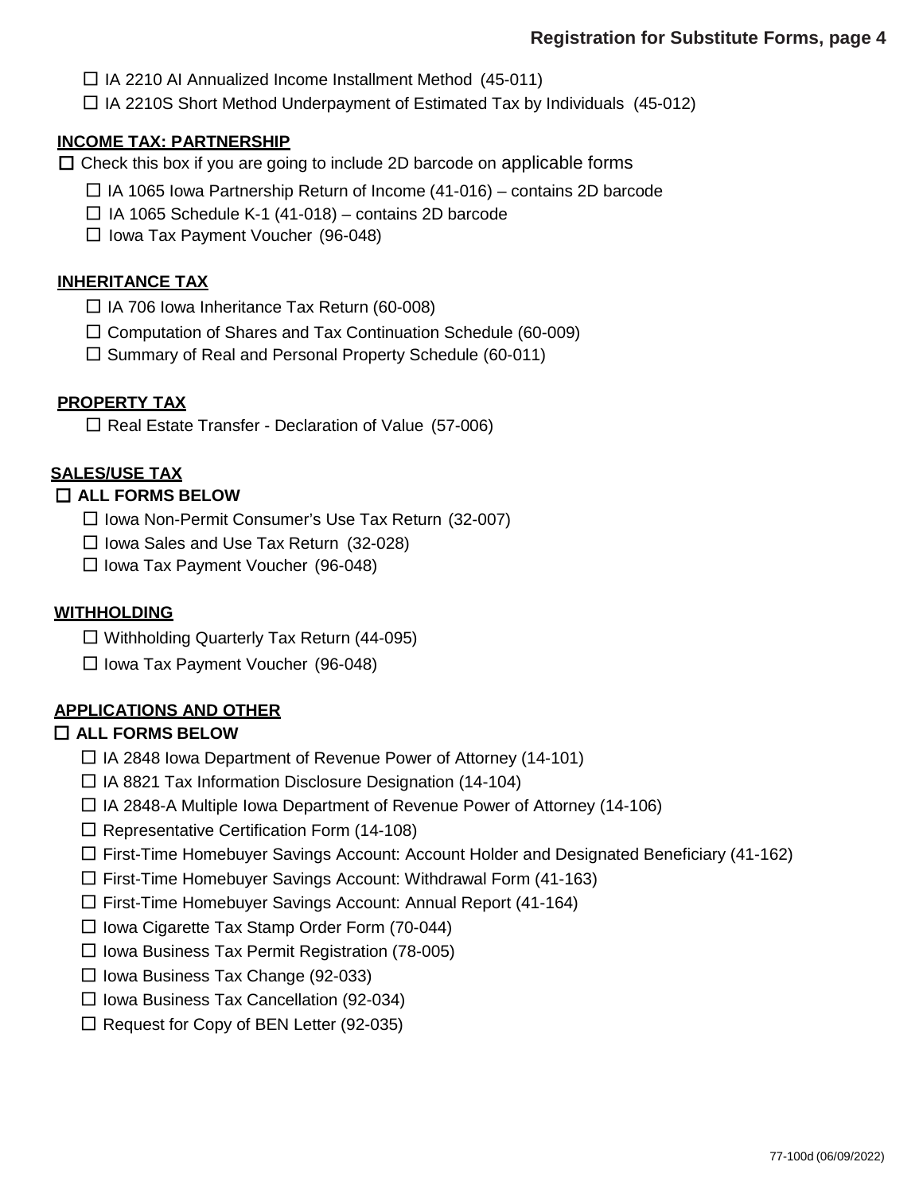- ☐ IA 2210 AI Annualized Income Installment Method (45-011)
- ☐ IA 2210S Short Method Underpayment of Estimated Tax by Individuals (45-012)

**INCOME TAX: PARTNERSHIP**

☐ Check this box if you are going to include 2D barcode on applicable forms

- ☐ IA 1065 Iowa Partnership Return of Income (41-016) – contains 2D barcode
- ☐ IA 1065 Schedule K-1 (41-018) – contains 2D barcode
- ☐ Iowa Tax Payment Voucher (96-048)

**INHERITANCE TAX**

- ☐ IA 706 Iowa Inheritance Tax Return (60-008)
- ☐ Computation of Shares and Tax Continuation Schedule (60-009)
- ☐ Summary of Real and Personal Property Schedule (60-011)

**PROPERTY TAX**

- ☐ Real Estate Transfer - Declaration of Value (57-006)

**SALES/USE TAX**

☐ **ALL FORMS BELOW**

- ☐ Iowa Non-Permit Consumer's Use Tax Return (32-007)
- ☐ Iowa Sales and Use Tax Return (32-028)
- ☐ Iowa Tax Payment Voucher (96-048)

**WITHHOLDING**

- ☐ Withholding Quarterly Tax Return (44-095)
- ☐ Iowa Tax Payment Voucher (96-048)

**APPLICATIONS AND OTHER**

☐ **ALL FORMS BELOW**

- ☐ IA 2848 Iowa Department of Revenue Power of Attorney (14-101)
- ☐ IA 8821 Tax Information Disclosure Designation (14-104)
- ☐ IA 2848-A Multiple Iowa Department of Revenue Power of Attorney (14-106)
- ☐ Representative Certification Form (14-108)
- ☐ First-Time Homebuyer Savings Account: Account Holder and Designated Beneficiary (41-162)
- ☐ First-Time Homebuyer Savings Account: Withdrawal Form (41-163)
- ☐ First-Time Homebuyer Savings Account: Annual Report (41-164)
- ☐ Iowa Cigarette Tax Stamp Order Form (70-044)
- ☐ Iowa Business Tax Permit Registration (78-005)
- ☐ Iowa Business Tax Change (92-033)
- ☐ Iowa Business Tax Cancellation (92-034)
- ☐ Request for Copy of BEN Letter (92-035)